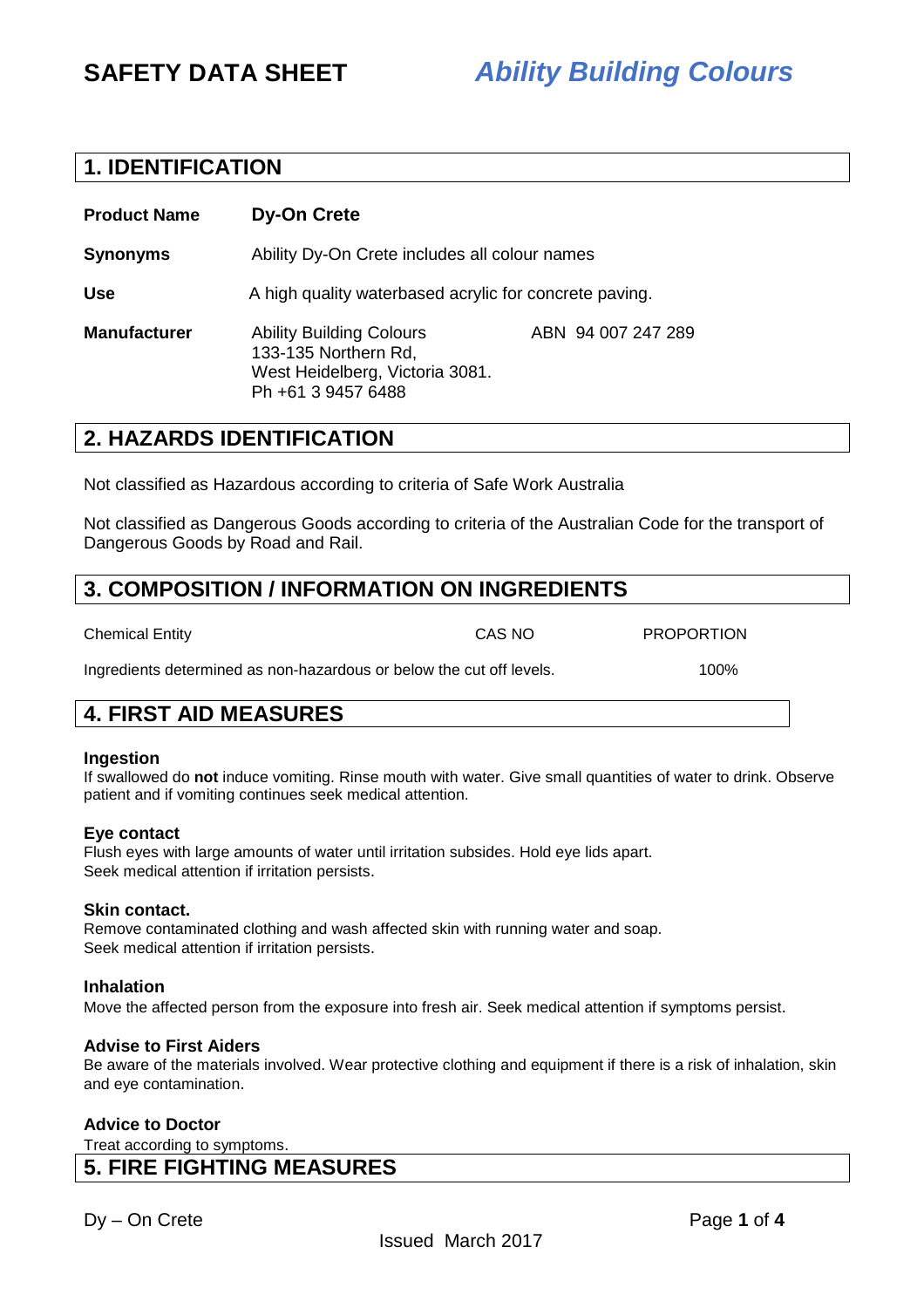# SAFETY DATA SHEET *Ability Building Colours*

## 1. IDENTIFICATION

**Product Name** **Dy-On Crete**

**Synonyms** Ability Dy-On Crete includes all colour names

**Use** A high quality waterbased acrylic for concrete paving.

**Manufacturer** Ability Building Colours
133-135 Northern Rd,
West Heidelberg, Victoria 3081.
Ph +61 3 9457 6488

ABN 94 007 247 289

## 2. HAZARDS IDENTIFICATION

Not classified as Hazardous according to criteria of Safe Work Australia

Not classified as Dangerous Goods according to criteria of the Australian Code for the transport of Dangerous Goods by Road and Rail.

## 3. COMPOSITION / INFORMATION ON INGREDIENTS

| Chemical Entity | CAS NO | PROPORTION |
|---|---|---|
| Ingredients determined as non-hazardous or below the cut off levels. | | 100% |

## 4. FIRST AID MEASURES

**Ingestion**
If swallowed do **not** induce vomiting. Rinse mouth with water. Give small quantities of water to drink. Observe patient and if vomiting continues seek medical attention.

**Eye contact**
Flush eyes with large amounts of water until irritation subsides. Hold eye lids apart.
Seek medical attention if irritation persists.

**Skin contact.**
Remove contaminated clothing and wash affected skin with running water and soap.
Seek medical attention if irritation persists.

**Inhalation**
Move the affected person from the exposure into fresh air. Seek medical attention if symptoms persist.

**Advise to First Aiders**
Be aware of the materials involved. Wear protective clothing and equipment if there is a risk of inhalation, skin and eye contamination.

**Advice to Doctor**
Treat according to symptoms.

## 5. FIRE FIGHTING MEASURES

Issued March 2017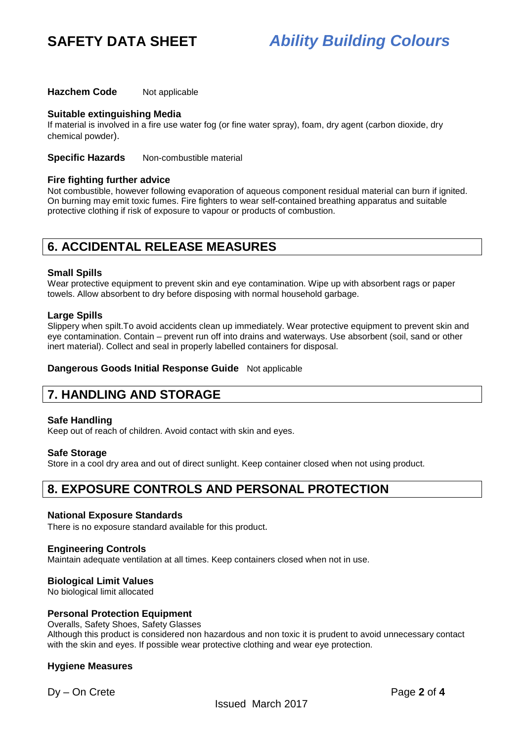**Hazchem Code** Not applicable

**Suitable extinguishing Media**
If material is involved in a fire use water fog (or fine water spray), foam, dry agent (carbon dioxide, dry chemical powder).

**Specific Hazards** Non-combustible material

**Fire fighting further advice**
Not combustible, however following evaporation of aqueous component residual material can burn if ignited. On burning may emit toxic fumes. Fire fighters to wear self-contained breathing apparatus and suitable protective clothing if risk of exposure to vapour or products of combustion.

## 6. ACCIDENTAL RELEASE MEASURES

**Small Spills**
Wear protective equipment to prevent skin and eye contamination. Wipe up with absorbent rags or paper towels. Allow absorbent to dry before disposing with normal household garbage.

**Large Spills**
Slippery when spilt.To avoid accidents clean up immediately. Wear protective equipment to prevent skin and eye contamination. Contain – prevent run off into drains and waterways. Use absorbent (soil, sand or other inert material). Collect and seal in properly labelled containers for disposal.

**Dangerous Goods Initial Response Guide** Not applicable

## 7. HANDLING AND STORAGE

**Safe Handling**
Keep out of reach of children. Avoid contact with skin and eyes.

**Safe Storage**
Store in a cool dry area and out of direct sunlight. Keep container closed when not using product.

## 8. EXPOSURE CONTROLS AND PERSONAL PROTECTION

**National Exposure Standards**
There is no exposure standard available for this product.

**Engineering Controls**
Maintain adequate ventilation at all times. Keep containers closed when not in use.

**Biological Limit Values**
No biological limit allocated

**Personal Protection Equipment**
Overalls, Safety Shoes, Safety Glasses
Although this product is considered non hazardous and non toxic it is prudent to avoid unnecessary contact with the skin and eyes. If possible wear protective clothing and wear eye protection.

**Hygiene Measures**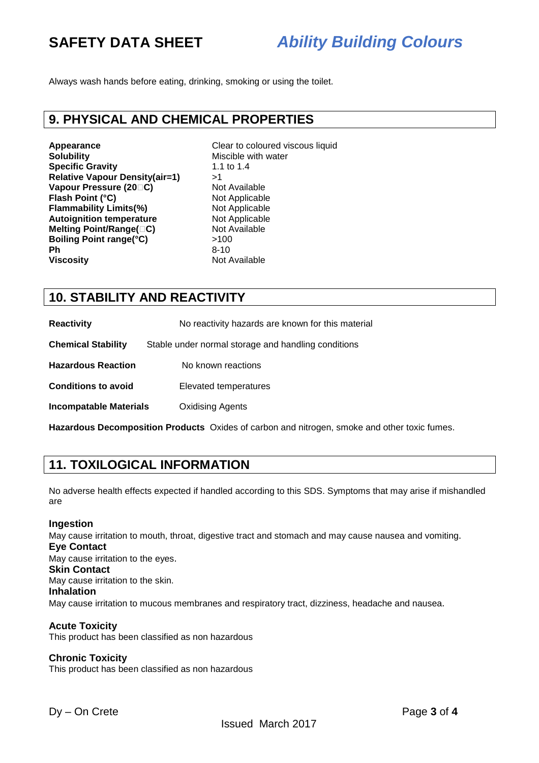Always wash hands before eating, drinking, smoking or using the toilet.

## 9. PHYSICAL AND CHEMICAL PROPERTIES

| | |
|---|---|
| **Appearance** | Clear to coloured viscous liquid |
| **Solubility** | Miscible with water |
| **Specific Gravity** | 1.1 to 1.4 |
| **Relative Vapour Density(air=1)** | >1 |
| **Vapour Pressure (20□C)** | Not Available |
| **Flash Point (°C)** | Not Applicable |
| **Flammability Limits(%)** | Not Applicable |
| **Autoignition temperature** | Not Applicable |
| **Melting Point/Range(□C)** | Not Available |
| **Boiling Point range(°C)** | >100 |
| **Ph** | 8-10 |
| **Viscosity** | Not Available |

## 10. STABILITY AND REACTIVITY

**Reactivity** No reactivity hazards are known for this material

**Chemical Stability** Stable under normal storage and handling conditions

**Hazardous Reaction** No known reactions

**Conditions to avoid** Elevated temperatures

**Incompatable Materials** Oxidising Agents

**Hazardous Decomposition Products** Oxides of carbon and nitrogen, smoke and other toxic fumes.

## 11. TOXILOGICAL INFORMATION

No adverse health effects expected if handled according to this SDS. Symptoms that may arise if mishandled are

**Ingestion**
May cause irritation to mouth, throat, digestive tract and stomach and may cause nausea and vomiting.

**Eye Contact**
May cause irritation to the eyes.

**Skin Contact**
May cause irritation to the skin.

**Inhalation**
May cause irritation to mucous membranes and respiratory tract, dizziness, headache and nausea.

**Acute Toxicity**
This product has been classified as non hazardous

**Chronic Toxicity**
This product has been classified as non hazardous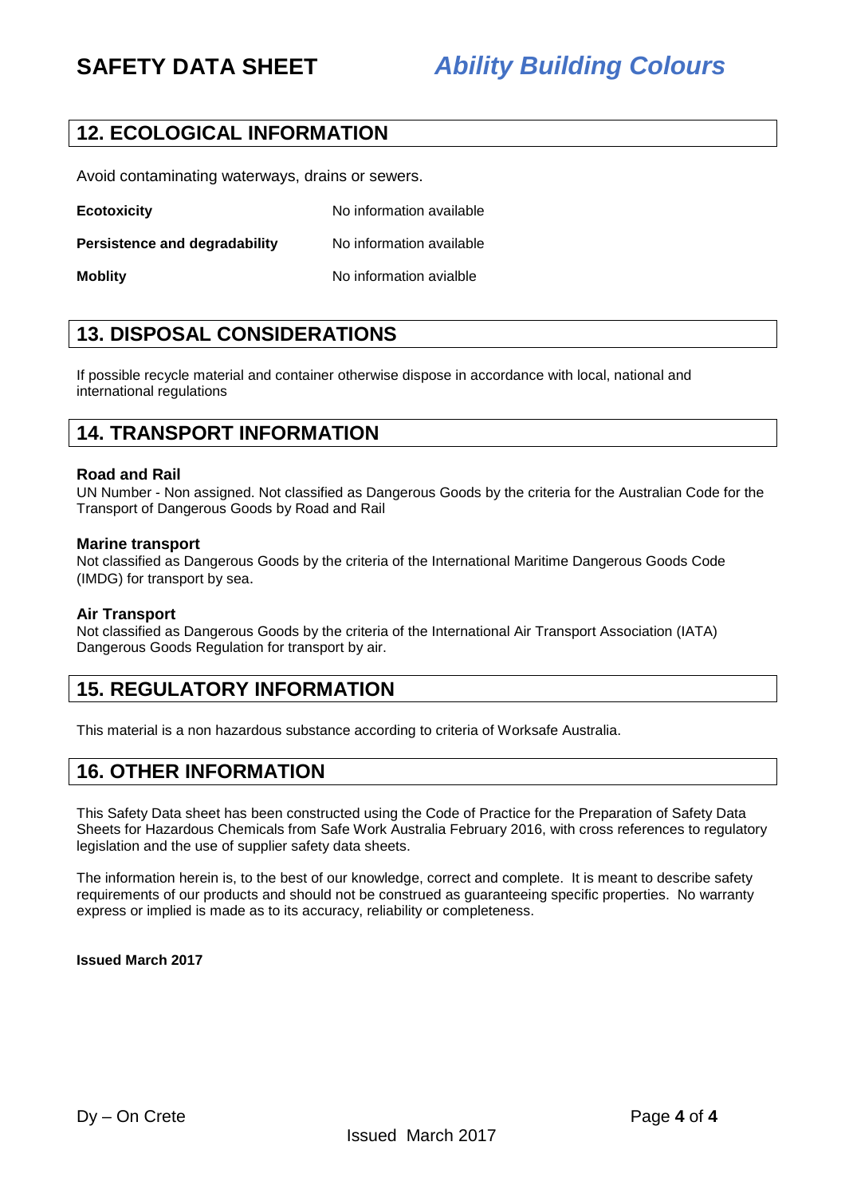## 12. ECOLOGICAL INFORMATION

Avoid contaminating waterways, drains or sewers.

| | |
|---|---|
| **Ecotoxicity** | No information available |
| **Persistence and degradability** | No information available |
| **Moblity** | No information avialble |

## 13. DISPOSAL CONSIDERATIONS

If possible recycle material and container otherwise dispose in accordance with local, national and international regulations

## 14. TRANSPORT INFORMATION

**Road and Rail**
UN Number - Non assigned. Not classified as Dangerous Goods by the criteria for the Australian Code for the Transport of Dangerous Goods by Road and Rail

**Marine transport**
Not classified as Dangerous Goods by the criteria of the International Maritime Dangerous Goods Code (IMDG) for transport by sea.

**Air Transport**
Not classified as Dangerous Goods by the criteria of the International Air Transport Association (IATA) Dangerous Goods Regulation for transport by air.

## 15. REGULATORY INFORMATION

This material is a non hazardous substance according to criteria of Worksafe Australia.

## 16. OTHER INFORMATION

This Safety Data sheet has been constructed using the Code of Practice for the Preparation of Safety Data Sheets for Hazardous Chemicals from Safe Work Australia February 2016, with cross references to regulatory legislation and the use of supplier safety data sheets.

The information herein is, to the best of our knowledge, correct and complete. It is meant to describe safety requirements of our products and should not be construed as guaranteeing specific properties. No warranty express or implied is made as to its accuracy, reliability or completeness.

**Issued March 2017**